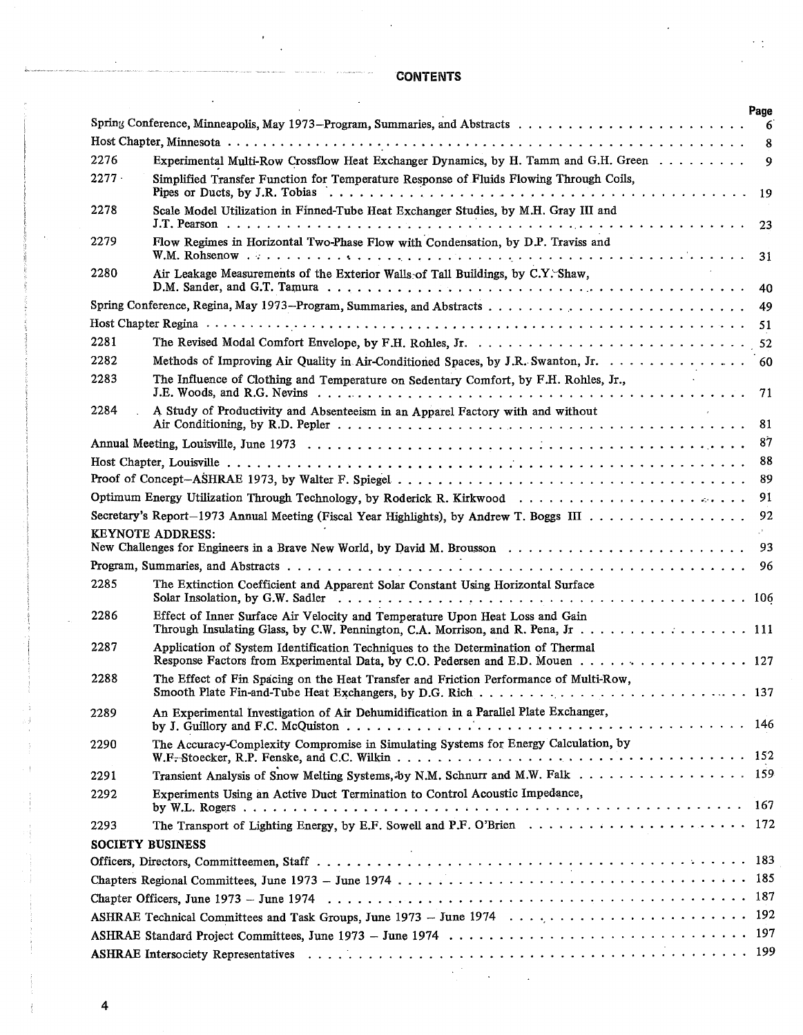# CONTENTS

| | | Page |
|---|---|---|
| Spring Conference, Minneapolis, May 1973—Program, Summaries, and Abstracts | | 6 |
| Host Chapter, Minnesota | | 8 |
| 2276 | Experimental Multi-Row Crossflow Heat Exchanger Dynamics, by H. Tamm and G.H. Green | 9 |
| 2277 | Simplified Transfer Function for Temperature Response of Fluids Flowing Through Coils, Pipes or Ducts, by J.R. Tobias | 19 |
| 2278 | Scale Model Utilization in Finned-Tube Heat Exchanger Studies, by M.H. Gray III and J.T. Pearson | 23 |
| 2279 | Flow Regimes in Horizontal Two-Phase Flow with Condensation, by D.P. Traviss and W.M. Rohsenow | 31 |
| 2280 | Air Leakage Measurements of the Exterior Walls of Tall Buildings, by C.Y. Shaw, D.M. Sander, and G.T. Tamura | 40 |
| Spring Conference, Regina, May 1973—Program, Summaries, and Abstracts | | 49 |
| Host Chapter Regina | | 51 |
| 2281 | The Revised Modal Comfort Envelope, by F.H. Rohles, Jr. | 52 |
| 2282 | Methods of Improving Air Quality in Air-Conditioned Spaces, by J.R. Swanton, Jr. | 60 |
| 2283 | The Influence of Clothing and Temperature on Sedentary Comfort, by F.H. Rohles, Jr., J.E. Woods, and R.G. Nevins | 71 |
| 2284 | A Study of Productivity and Absenteeism in an Apparel Factory with and without Air Conditioning, by R.D. Pepler | 81 |
| Annual Meeting, Louisville, June 1973 | | 87 |
| Host Chapter, Louisville | | 88 |
| Proof of Concept—ASHRAE 1973, by Walter F. Spiegel | | 89 |
| Optimum Energy Utilization Through Technology, by Roderick R. Kirkwood | | 91 |
| Secretary's Report—1973 Annual Meeting (Fiscal Year Highlights), by Andrew T. Boggs III | | 92 |
| **KEYNOTE ADDRESS:** New Challenges for Engineers in a Brave New World, by David M. Brousson | | 93 |
| Program, Summaries, and Abstracts | | 96 |
| 2285 | The Extinction Coefficient and Apparent Solar Constant Using Horizontal Surface Solar Insolation, by G.W. Sadler | 106 |
| 2286 | Effect of Inner Surface Air Velocity and Temperature Upon Heat Loss and Gain Through Insulating Glass, by C.W. Pennington, C.A. Morrison, and R. Pena, Jr | 111 |
| 2287 | Application of System Identification Techniques to the Determination of Thermal Response Factors from Experimental Data, by C.O. Pedersen and E.D. Mouen | 127 |
| 2288 | The Effect of Fin Spacing on the Heat Transfer and Friction Performance of Multi-Row, Smooth Plate Fin-and-Tube Heat Exchangers, by D.G. Rich | 137 |
| 2289 | An Experimental Investigation of Air Dehumidification in a Parallel Plate Exchanger, by J. Guillory and F.C. McQuiston | 146 |
| 2290 | The Accuracy-Complexity Compromise in Simulating Systems for Energy Calculation, by W.F. Stoecker, R.P. Fenske, and C.C. Wilkin | 152 |
| 2291 | Transient Analysis of Snow Melting Systems, by N.M. Schnurr and M.W. Falk | 159 |
| 2292 | Experiments Using an Active Duct Termination to Control Acoustic Impedance, by W.L. Rogers | 167 |
| 2293 | The Transport of Lighting Energy, by E.F. Sowell and P.F. O'Brien | 172 |
| **SOCIETY BUSINESS** | | |
| Officers, Directors, Committeemen, Staff | | 183 |
| Chapters Regional Committees, June 1973 – June 1974 | | 185 |
| Chapter Officers, June 1973 – June 1974 | | 187 |
| ASHRAE Technical Committees and Task Groups, June 1973 – June 1974 | | 192 |
| ASHRAE Standard Project Committees, June 1973 – June 1974 | | 197 |
| ASHRAE Intersociety Representatives | | 199 |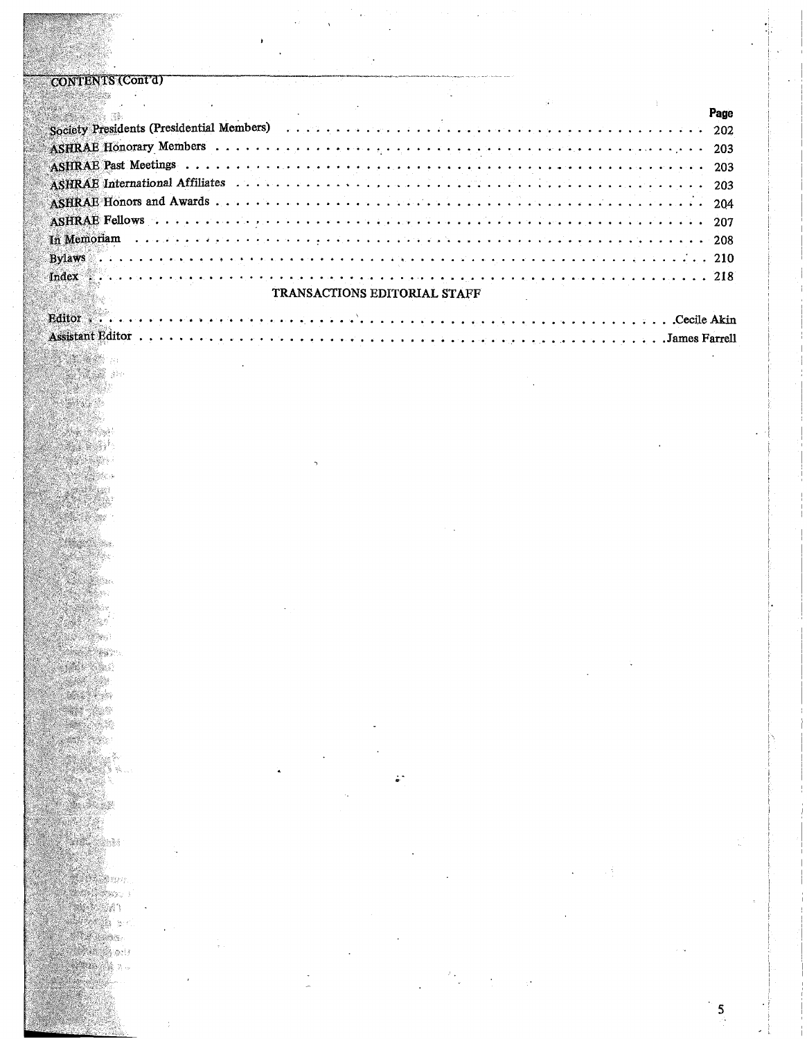CONTENTS (Cont'd)

| | Page |
|---|---|
| Society Presidents (Presidential Members) | 202 |
| ASHRAE Honorary Members | 203 |
| ASHRAE Past Meetings | 203 |
| ASHRAE International Affiliates | 203 |
| ASHRAE Honors and Awards | 204 |
| ASHRAE Fellows | 207 |
| In Memoriam | 208 |
| Bylaws | 210 |
| Index | 218 |

TRANSACTIONS EDITORIAL STAFF

Editor . . . . . . . . . . . . . . . . . . . . . . . . . . . . . . . . . . . . . . . . . . . . . . . . Cecile Akin

Assistant Editor . . . . . . . . . . . . . . . . . . . . . . . . . . . . . . . . . . . . . . . . . James Farrell